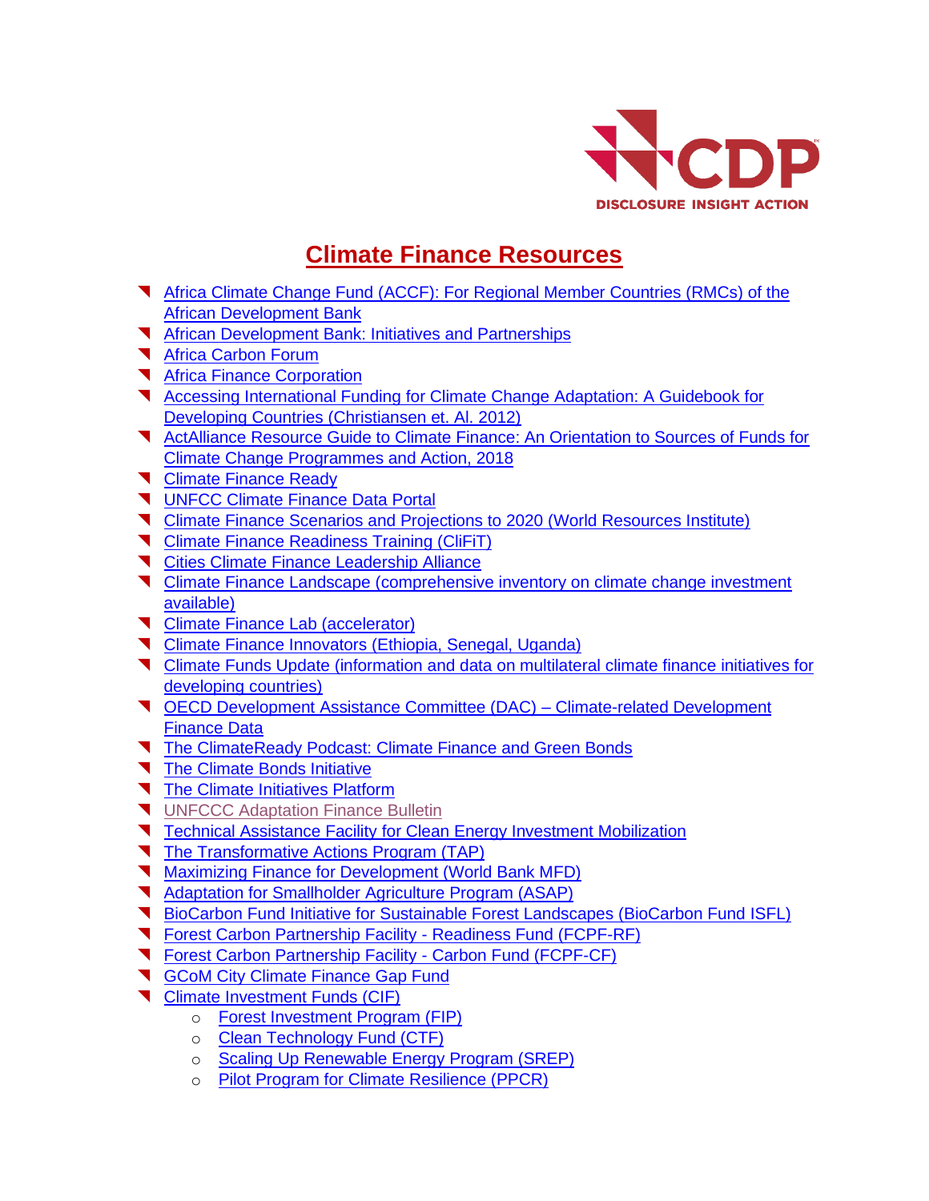# Climate Finance Resources

- Africa Climate Change Fund (ACCF): For Regional Member Countries (RMCs) of the African Development Bank
- African Development Bank: Initiatives and Partnerships
- Africa Carbon Forum
- Africa Finance Corporation
- Accessing International Funding for Climate Change Adaptation: A Guidebook for Developing Countries (Christiansen et. Al. 2012)
- ActAlliance Resource Guide to Climate Finance: An Orientation to Sources of Funds for Climate Change Programmes and Action, 2018
- Climate Finance Ready
- UNFCC Climate Finance Data Portal
- Climate Finance Scenarios and Projections to 2020 (World Resources Institute)
- Climate Finance Readiness Training (CliFiT)
- Cities Climate Finance Leadership Alliance
- Climate Finance Landscape (comprehensive inventory on climate change investment available)
- Climate Finance Lab (accelerator)
- Climate Finance Innovators (Ethiopia, Senegal, Uganda)
- Climate Funds Update (information and data on multilateral climate finance initiatives for developing countries)
- OECD Development Assistance Committee (DAC) – Climate-related Development Finance Data
- The ClimateReady Podcast: Climate Finance and Green Bonds
- The Climate Bonds Initiative
- The Climate Initiatives Platform
- UNFCCC Adaptation Finance Bulletin
- Technical Assistance Facility for Clean Energy Investment Mobilization
- The Transformative Actions Program (TAP)
- Maximizing Finance for Development (World Bank MFD)
- Adaptation for Smallholder Agriculture Program (ASAP)
- BioCarbon Fund Initiative for Sustainable Forest Landscapes (BioCarbon Fund ISFL)
- Forest Carbon Partnership Facility - Readiness Fund (FCPF-RF)
- Forest Carbon Partnership Facility - Carbon Fund (FCPF-CF)
- GCoM City Climate Finance Gap Fund
- Climate Investment Funds (CIF)
  - Forest Investment Program (FIP)
  - Clean Technology Fund (CTF)
  - Scaling Up Renewable Energy Program (SREP)
  - Pilot Program for Climate Resilience (PPCR)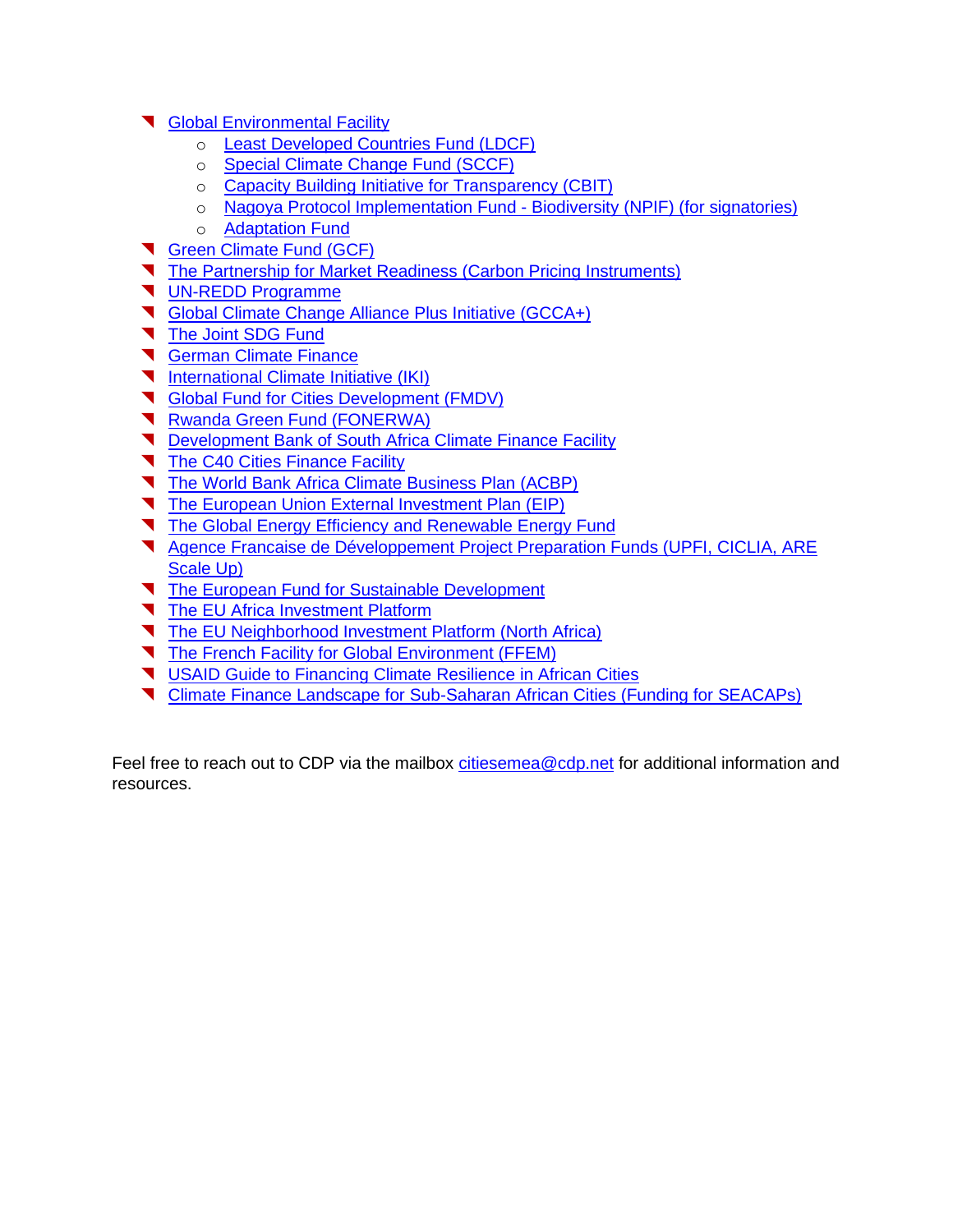- Global Environmental Facility
  - Least Developed Countries Fund (LDCF)
  - Special Climate Change Fund (SCCF)
  - Capacity Building Initiative for Transparency (CBIT)
  - Nagoya Protocol Implementation Fund - Biodiversity (NPIF) (for signatories)
  - Adaptation Fund
- Green Climate Fund (GCF)
- The Partnership for Market Readiness (Carbon Pricing Instruments)
- UN-REDD Programme
- Global Climate Change Alliance Plus Initiative (GCCA+)
- The Joint SDG Fund
- German Climate Finance
- International Climate Initiative (IKI)
- Global Fund for Cities Development (FMDV)
- Rwanda Green Fund (FONERWA)
- Development Bank of South Africa Climate Finance Facility
- The C40 Cities Finance Facility
- The World Bank Africa Climate Business Plan (ACBP)
- The European Union External Investment Plan (EIP)
- The Global Energy Efficiency and Renewable Energy Fund
- Agence Francaise de Développement Project Preparation Funds (UPFI, CICLIA, ARE Scale Up)
- The European Fund for Sustainable Development
- The EU Africa Investment Platform
- The EU Neighborhood Investment Platform (North Africa)
- The French Facility for Global Environment (FFEM)
- USAID Guide to Financing Climate Resilience in African Cities
- Climate Finance Landscape for Sub-Saharan African Cities (Funding for SEACAPs)

Feel free to reach out to CDP via the mailbox citiesemea@cdp.net for additional information and resources.